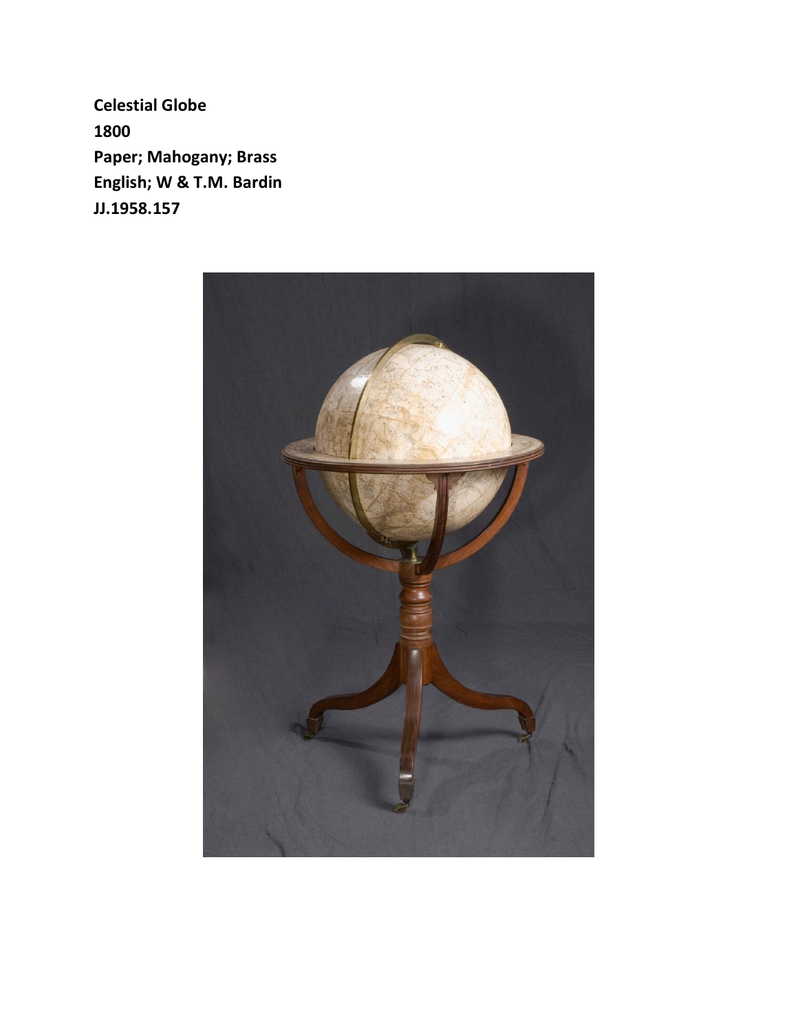**Celestial Globe**
**1800**
**Paper; Mahogany; Brass**
**English; W & T.M. Bardin**
**JJ.1958.157**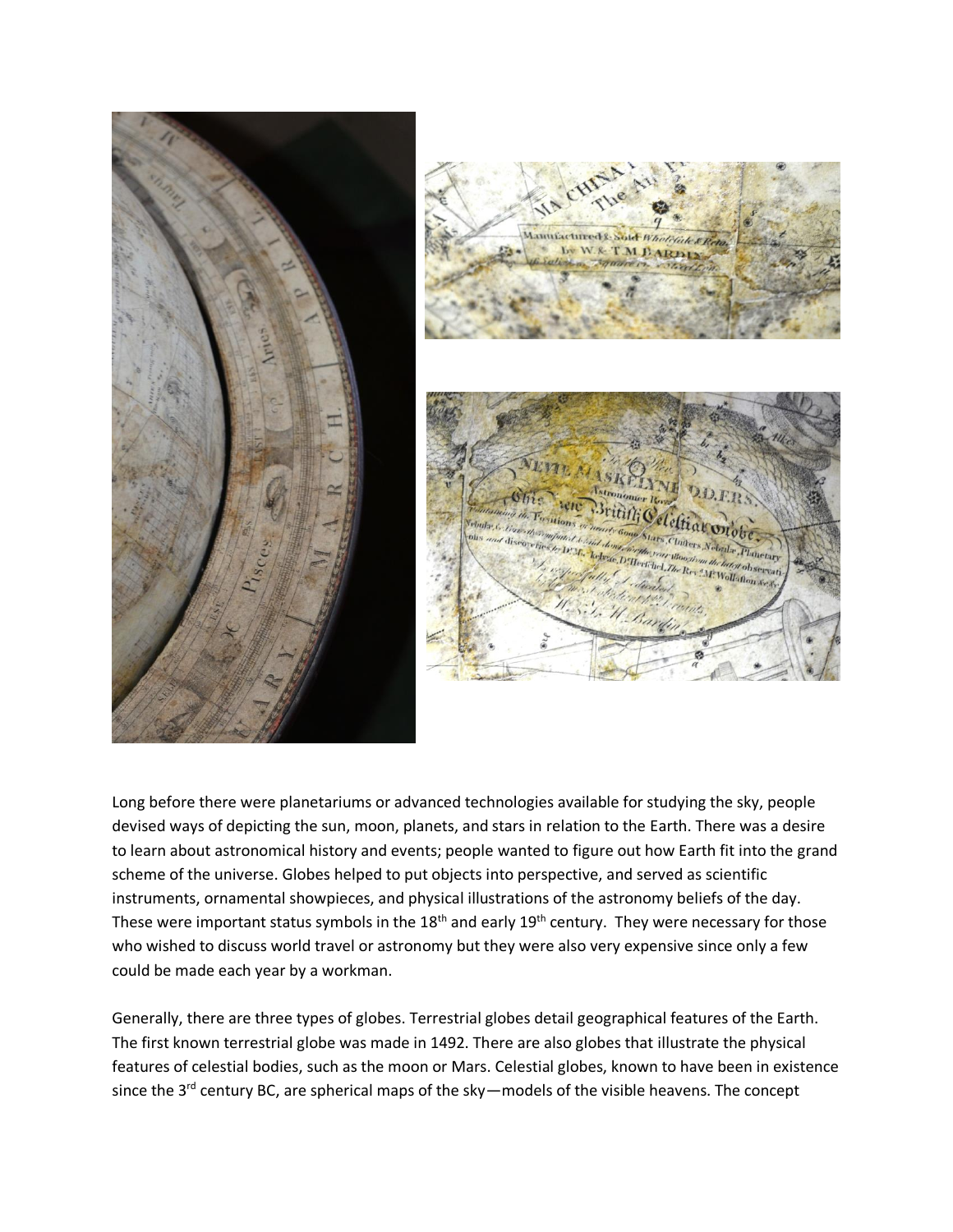Long before there were planetariums or advanced technologies available for studying the sky, people devised ways of depicting the sun, moon, planets, and stars in relation to the Earth. There was a desire to learn about astronomical history and events; people wanted to figure out how Earth fit into the grand scheme of the universe. Globes helped to put objects into perspective, and served as scientific instruments, ornamental showpieces, and physical illustrations of the astronomy beliefs of the day. These were important status symbols in the 18th and early 19th century. They were necessary for those who wished to discuss world travel or astronomy but they were also very expensive since only a few could be made each year by a workman.

Generally, there are three types of globes. Terrestrial globes detail geographical features of the Earth. The first known terrestrial globe was made in 1492. There are also globes that illustrate the physical features of celestial bodies, such as the moon or Mars. Celestial globes, known to have been in existence since the 3rd century BC, are spherical maps of the sky—models of the visible heavens. The concept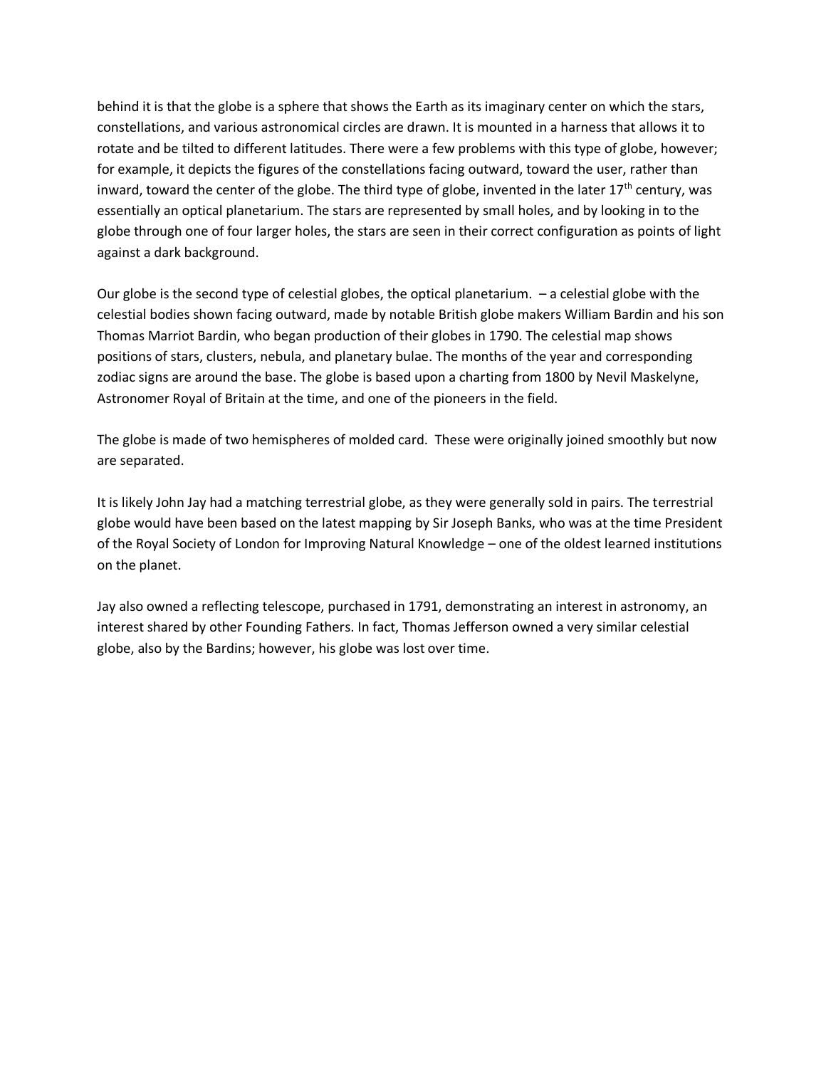behind it is that the globe is a sphere that shows the Earth as its imaginary center on which the stars, constellations, and various astronomical circles are drawn. It is mounted in a harness that allows it to rotate and be tilted to different latitudes. There were a few problems with this type of globe, however; for example, it depicts the figures of the constellations facing outward, toward the user, rather than inward, toward the center of the globe. The third type of globe, invented in the later 17th century, was essentially an optical planetarium. The stars are represented by small holes, and by looking in to the globe through one of four larger holes, the stars are seen in their correct configuration as points of light against a dark background.

Our globe is the second type of celestial globes, the optical planetarium.  – a celestial globe with the celestial bodies shown facing outward, made by notable British globe makers William Bardin and his son Thomas Marriot Bardin, who began production of their globes in 1790. The celestial map shows positions of stars, clusters, nebula, and planetary bulae. The months of the year and corresponding zodiac signs are around the base. The globe is based upon a charting from 1800 by Nevil Maskelyne, Astronomer Royal of Britain at the time, and one of the pioneers in the field.

The globe is made of two hemispheres of molded card.  These were originally joined smoothly but now are separated.

It is likely John Jay had a matching terrestrial globe, as they were generally sold in pairs. The terrestrial globe would have been based on the latest mapping by Sir Joseph Banks, who was at the time President of the Royal Society of London for Improving Natural Knowledge – one of the oldest learned institutions on the planet.

Jay also owned a reflecting telescope, purchased in 1791, demonstrating an interest in astronomy, an interest shared by other Founding Fathers. In fact, Thomas Jefferson owned a very similar celestial globe, also by the Bardins; however, his globe was lost over time.